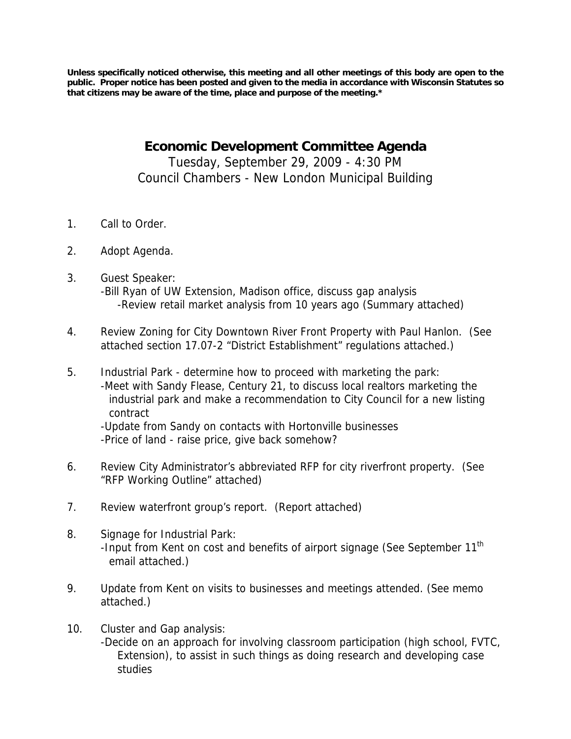**Unless specifically noticed otherwise, this meeting and all other meetings of this body are open to the public. Proper notice has been posted and given to the media in accordance with Wisconsin Statutes so that citizens may be aware of the time, place and purpose of the meeting.***

# Economic Development Committee Agenda

Tuesday, September 29, 2009 - 4:30 PM
Council Chambers - New London Municipal Building

1. Call to Order.

2. Adopt Agenda.

3. Guest Speaker:
   - Bill Ryan of UW Extension, Madison office, discuss gap analysis
     - Review retail market analysis from 10 years ago (Summary attached)

4. Review Zoning for City Downtown River Front Property with Paul Hanlon. (See attached section 17.07-2 "District Establishment" regulations attached.)

5. Industrial Park - determine how to proceed with marketing the park:
   - Meet with Sandy Flease, Century 21, to discuss local realtors marketing the industrial park and make a recommendation to City Council for a new listing contract
   - Update from Sandy on contacts with Hortonville businesses
   - Price of land - raise price, give back somehow?

6. Review City Administrator's abbreviated RFP for city riverfront property. (See "RFP Working Outline" attached)

7. Review waterfront group's report. (Report attached)

8. Signage for Industrial Park:
   - Input from Kent on cost and benefits of airport signage (See September 11th email attached.)

9. Update from Kent on visits to businesses and meetings attended. (See memo attached.)

10. Cluster and Gap analysis:
    - Decide on an approach for involving classroom participation (high school, FVTC, Extension), to assist in such things as doing research and developing case studies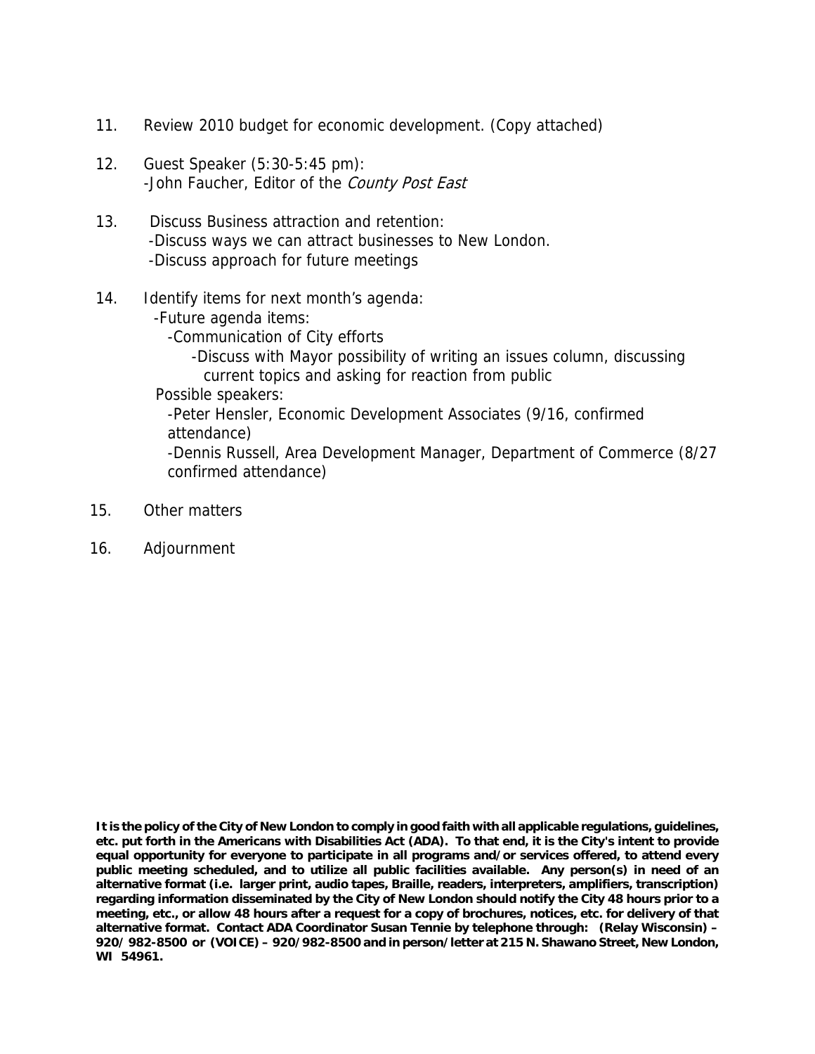11. Review 2010 budget for economic development. (Copy attached)

12. Guest Speaker (5:30-5:45 pm):
    -John Faucher, Editor of the *County Post East*

13. Discuss Business attraction and retention:
    -Discuss ways we can attract businesses to New London.
    -Discuss approach for future meetings

14. Identify items for next month's agenda:
    -Future agenda items:
      -Communication of City efforts
        -Discuss with Mayor possibility of writing an issues column, discussing current topics and asking for reaction from public

    Possible speakers:
      -Peter Hensler, Economic Development Associates (9/16, confirmed attendance)
      -Dennis Russell, Area Development Manager, Department of Commerce (8/27 confirmed attendance)

15. Other matters

16. Adjournment

**It is the policy of the City of New London to comply in good faith with all applicable regulations, guidelines, etc. put forth in the Americans with Disabilities Act (ADA). To that end, it is the City's intent to provide equal opportunity for everyone to participate in all programs and/or services offered, to attend every public meeting scheduled, and to utilize all public facilities available. Any person(s) in need of an alternative format (i.e. larger print, audio tapes, Braille, readers, interpreters, amplifiers, transcription) regarding information disseminated by the City of New London should notify the City 48 hours prior to a meeting, etc., or allow 48 hours after a request for a copy of brochures, notices, etc. for delivery of that alternative format. Contact ADA Coordinator Susan Tennie by telephone through: (Relay Wisconsin) – 920/982-8500 or (VOICE) – 920/982-8500 and in person/letter at 215 N. Shawano Street, New London, WI 54961.**